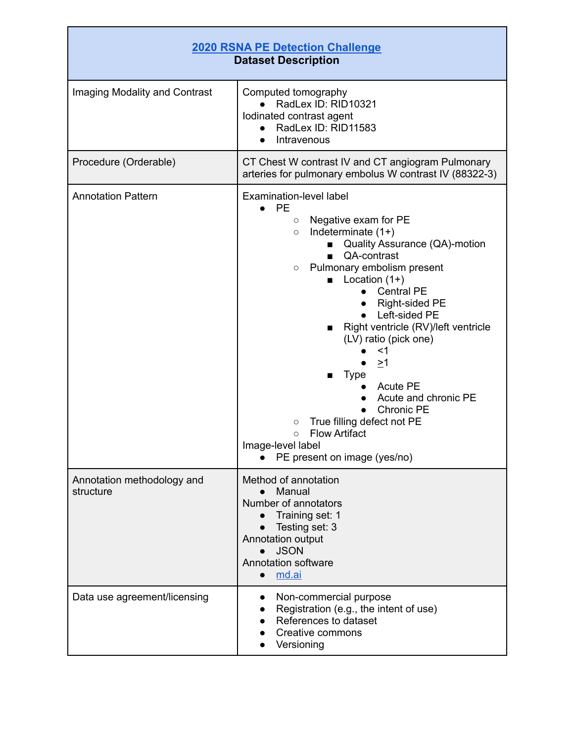| [2020 RSNA PE Detection Challenge](https://www.rsna.org/education/ai-resources-and-training/ai-image-challenge/rsna-pe-detection-challenge-2020)<br>**Dataset Description** | |
|---|---|
| Imaging Modality and Contrast | Computed tomography<br>● RadLex ID: RID10321<br>Iodinated contrast agent<br>● RadLex ID: RID11583<br>● Intravenous |
| Procedure (Orderable) | CT Chest W contrast IV and CT angiogram Pulmonary arteries for pulmonary embolus W contrast IV (88322-3) |
| Annotation Pattern | Examination-level label<br>● PE<br>○ Negative exam for PE<br>○ Indeterminate (1+)<br>■ Quality Assurance (QA)-motion<br>■ QA-contrast<br>○ Pulmonary embolism present<br>■ Location (1+)<br>● Central PE<br>● Right-sided PE<br>● Left-sided PE<br>■ Right ventricle (RV)/left ventricle (LV) ratio (pick one)<br>● <1<br>● ≥1<br>■ Type<br>● Acute PE<br>● Acute and chronic PE<br>● Chronic PE<br>○ True filling defect not PE<br>○ Flow Artifact<br>Image-level label<br>● PE present on image (yes/no) |
| Annotation methodology and structure | Method of annotation<br>● Manual<br>Number of annotators<br>● Training set: 1<br>● Testing set: 3<br>Annotation output<br>● JSON<br>Annotation software<br>● md.ai |
| Data use agreement/licensing | ● Non-commercial purpose<br>● Registration (e.g., the intent of use)<br>● References to dataset<br>● Creative commons<br>● Versioning |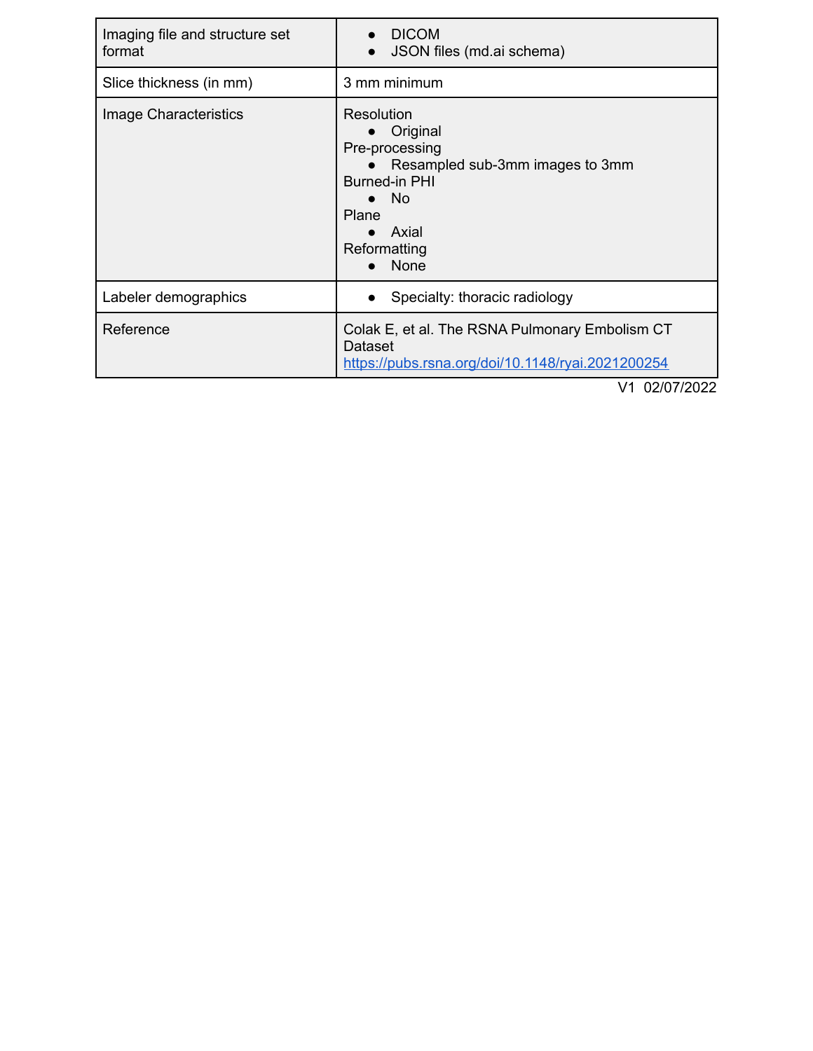| | |
|---|---|
| Imaging file and structure set format | • DICOM<br>• JSON files (md.ai schema) |
| Slice thickness (in mm) | 3 mm minimum |
| Image Characteristics | Resolution<br>• Original<br>Pre-processing<br>• Resampled sub-3mm images to 3mm<br>Burned-in PHI<br>• No<br>Plane<br>• Axial<br>Reformatting<br>• None |
| Labeler demographics | • Specialty: thoracic radiology |
| Reference | Colak E, et al. The RSNA Pulmonary Embolism CT Dataset<br>https://pubs.rsna.org/doi/10.1148/ryai.2021200254 |

V1 02/07/2022